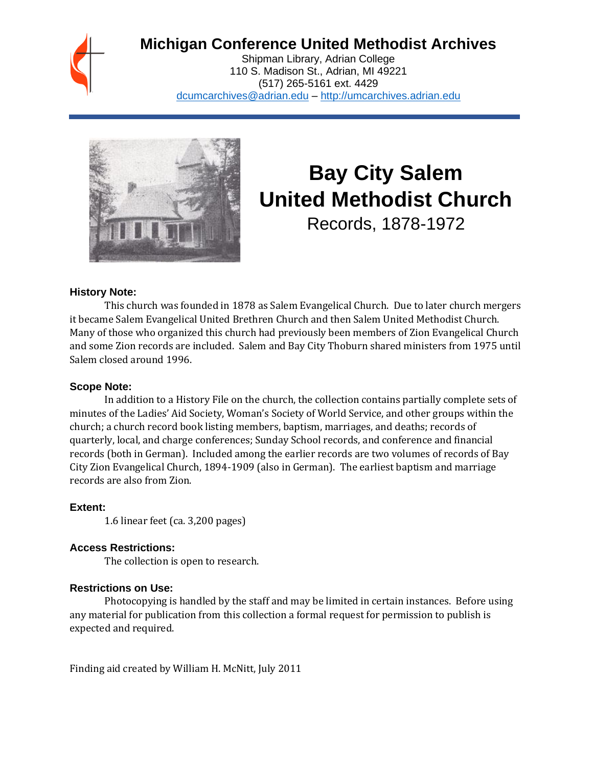# Michigan Conference United Methodist Archives

Shipman Library, Adrian College
110 S. Madison St., Adrian, MI 49221
(517) 265-5161 ext. 4429
dcumcarchives@adrian.edu – http://umcarchives.adrian.edu

# Bay City Salem United Methodist Church

Records, 1878-1972

### History Note:

This church was founded in 1878 as Salem Evangelical Church. Due to later church mergers it became Salem Evangelical United Brethren Church and then Salem United Methodist Church. Many of those who organized this church had previously been members of Zion Evangelical Church and some Zion records are included. Salem and Bay City Thoburn shared ministers from 1975 until Salem closed around 1996.

### Scope Note:

In addition to a History File on the church, the collection contains partially complete sets of minutes of the Ladies' Aid Society, Woman's Society of World Service, and other groups within the church; a church record book listing members, baptism, marriages, and deaths; records of quarterly, local, and charge conferences; Sunday School records, and conference and financial records (both in German). Included among the earlier records are two volumes of records of Bay City Zion Evangelical Church, 1894-1909 (also in German). The earliest baptism and marriage records are also from Zion.

### Extent:

1.6 linear feet (ca. 3,200 pages)

### Access Restrictions:

The collection is open to research.

### Restrictions on Use:

Photocopying is handled by the staff and may be limited in certain instances. Before using any material for publication from this collection a formal request for permission to publish is expected and required.

Finding aid created by William H. McNitt, July 2011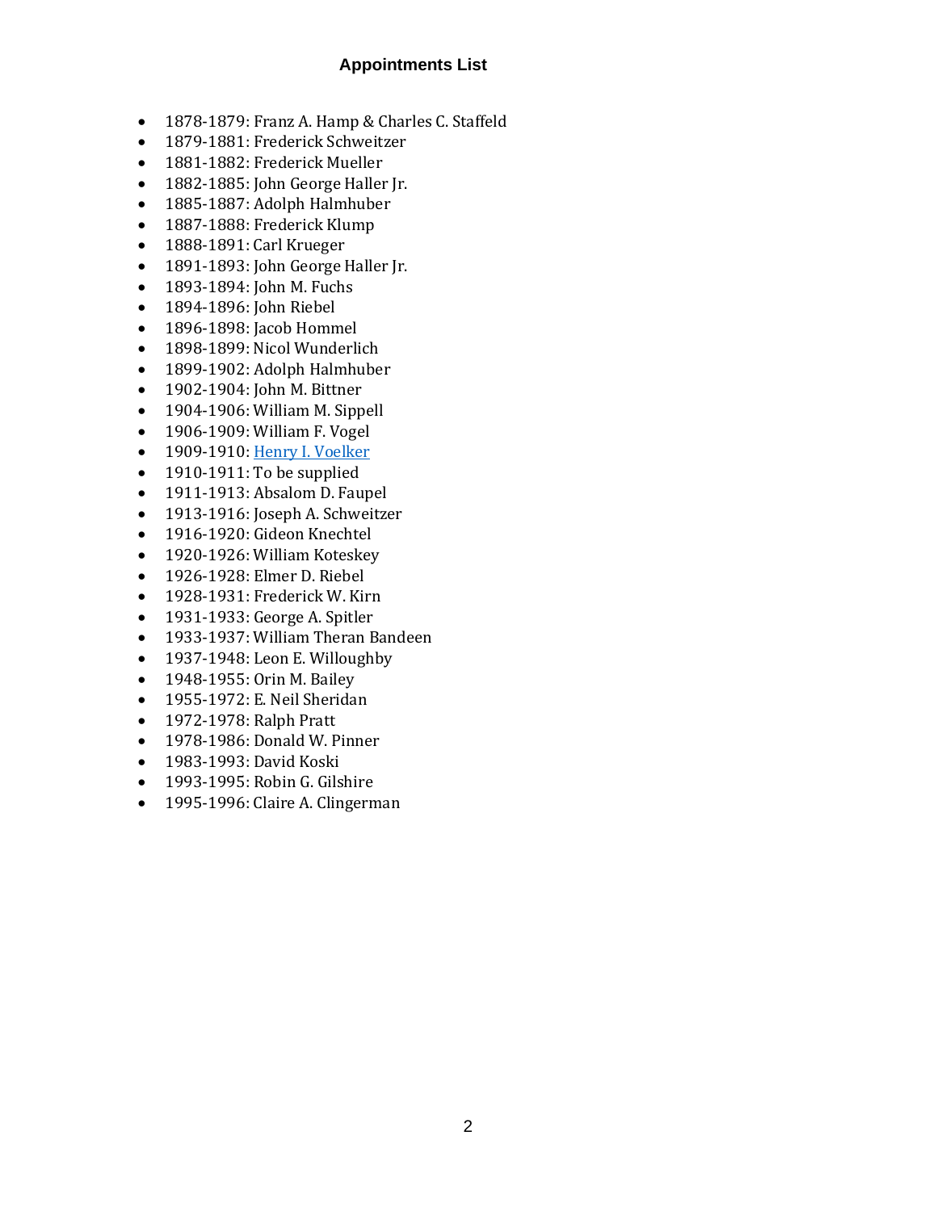# Appointments List

- 1878-1879: Franz A. Hamp & Charles C. Staffeld
- 1879-1881: Frederick Schweitzer
- 1881-1882: Frederick Mueller
- 1882-1885: John George Haller Jr.
- 1885-1887: Adolph Halmhuber
- 1887-1888: Frederick Klump
- 1888-1891: Carl Krueger
- 1891-1893: John George Haller Jr.
- 1893-1894: John M. Fuchs
- 1894-1896: John Riebel
- 1896-1898: Jacob Hommel
- 1898-1899: Nicol Wunderlich
- 1899-1902: Adolph Halmhuber
- 1902-1904: John M. Bittner
- 1904-1906: William M. Sippell
- 1906-1909: William F. Vogel
- 1909-1910: Henry I. Voelker
- 1910-1911: To be supplied
- 1911-1913: Absalom D. Faupel
- 1913-1916: Joseph A. Schweitzer
- 1916-1920: Gideon Knechtel
- 1920-1926: William Koteskey
- 1926-1928: Elmer D. Riebel
- 1928-1931: Frederick W. Kirn
- 1931-1933: George A. Spitler
- 1933-1937: William Theran Bandeen
- 1937-1948: Leon E. Willoughby
- 1948-1955: Orin M. Bailey
- 1955-1972: E. Neil Sheridan
- 1972-1978: Ralph Pratt
- 1978-1986: Donald W. Pinner
- 1983-1993: David Koski
- 1993-1995: Robin G. Gilshire
- 1995-1996: Claire A. Clingerman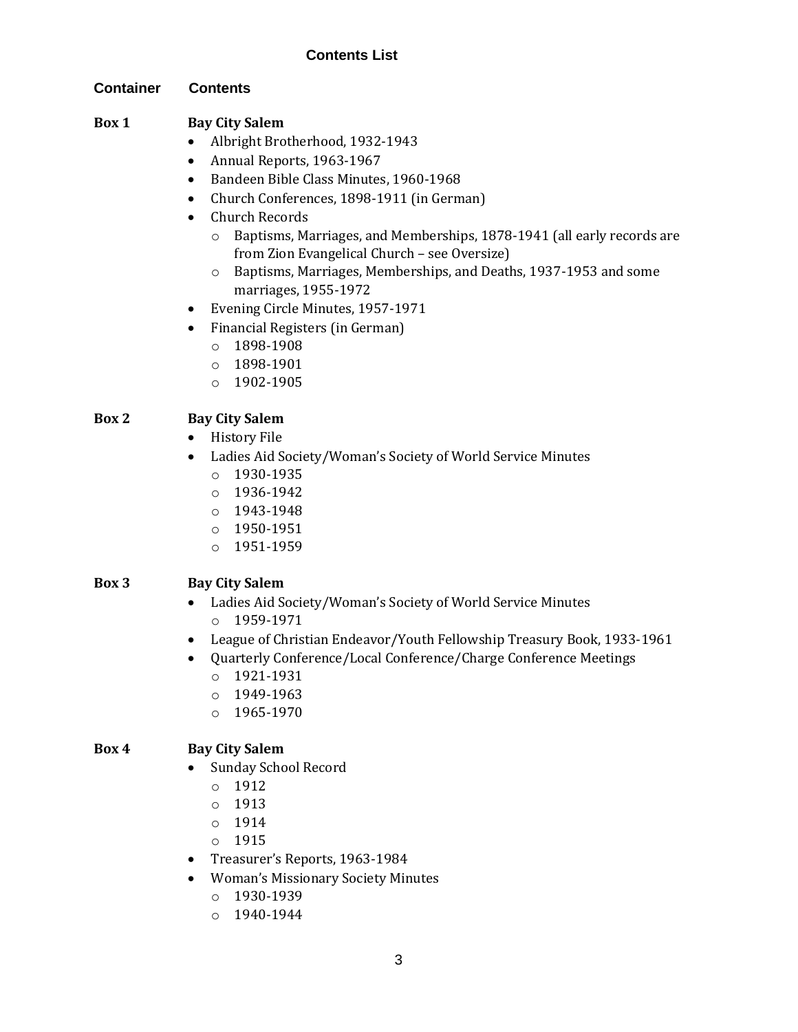## Contents List

**Container** **Contents**

**Box 1** **Bay City Salem**

- Albright Brotherhood, 1932-1943
- Annual Reports, 1963-1967
- Bandeen Bible Class Minutes, 1960-1968
- Church Conferences, 1898-1911 (in German)
- Church Records
    - Baptisms, Marriages, and Memberships, 1878-1941 (all early records are from Zion Evangelical Church – see Oversize)
    - Baptisms, Marriages, Memberships, and Deaths, 1937-1953 and some marriages, 1955-1972
- Evening Circle Minutes, 1957-1971
- Financial Registers (in German)
    - 1898-1908
    - 1898-1901
    - 1902-1905

**Box 2** **Bay City Salem**

- History File
- Ladies Aid Society/Woman's Society of World Service Minutes
    - 1930-1935
    - 1936-1942
    - 1943-1948
    - 1950-1951
    - 1951-1959

**Box 3** **Bay City Salem**

- Ladies Aid Society/Woman's Society of World Service Minutes
    - 1959-1971
- League of Christian Endeavor/Youth Fellowship Treasury Book, 1933-1961
- Quarterly Conference/Local Conference/Charge Conference Meetings
    - 1921-1931
    - 1949-1963
    - 1965-1970

**Box 4** **Bay City Salem**

- Sunday School Record
    - 1912
    - 1913
    - 1914
    - 1915
- Treasurer's Reports, 1963-1984
- Woman's Missionary Society Minutes
    - 1930-1939
    - 1940-1944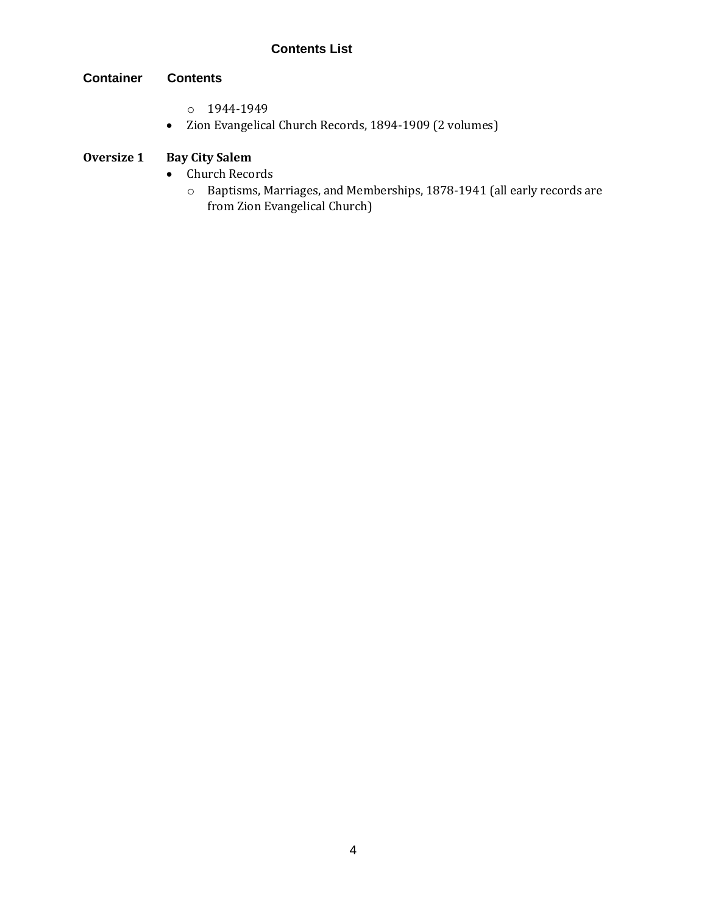## Contents List

| Container | Contents |
| --- | --- |
| | ◦ 1944-1949<br>• Zion Evangelical Church Records, 1894-1909 (2 volumes) |
| **Oversize 1** | **Bay City Salem**<br>• Church Records<br>◦ Baptisms, Marriages, and Memberships, 1878-1941 (all early records are from Zion Evangelical Church) |